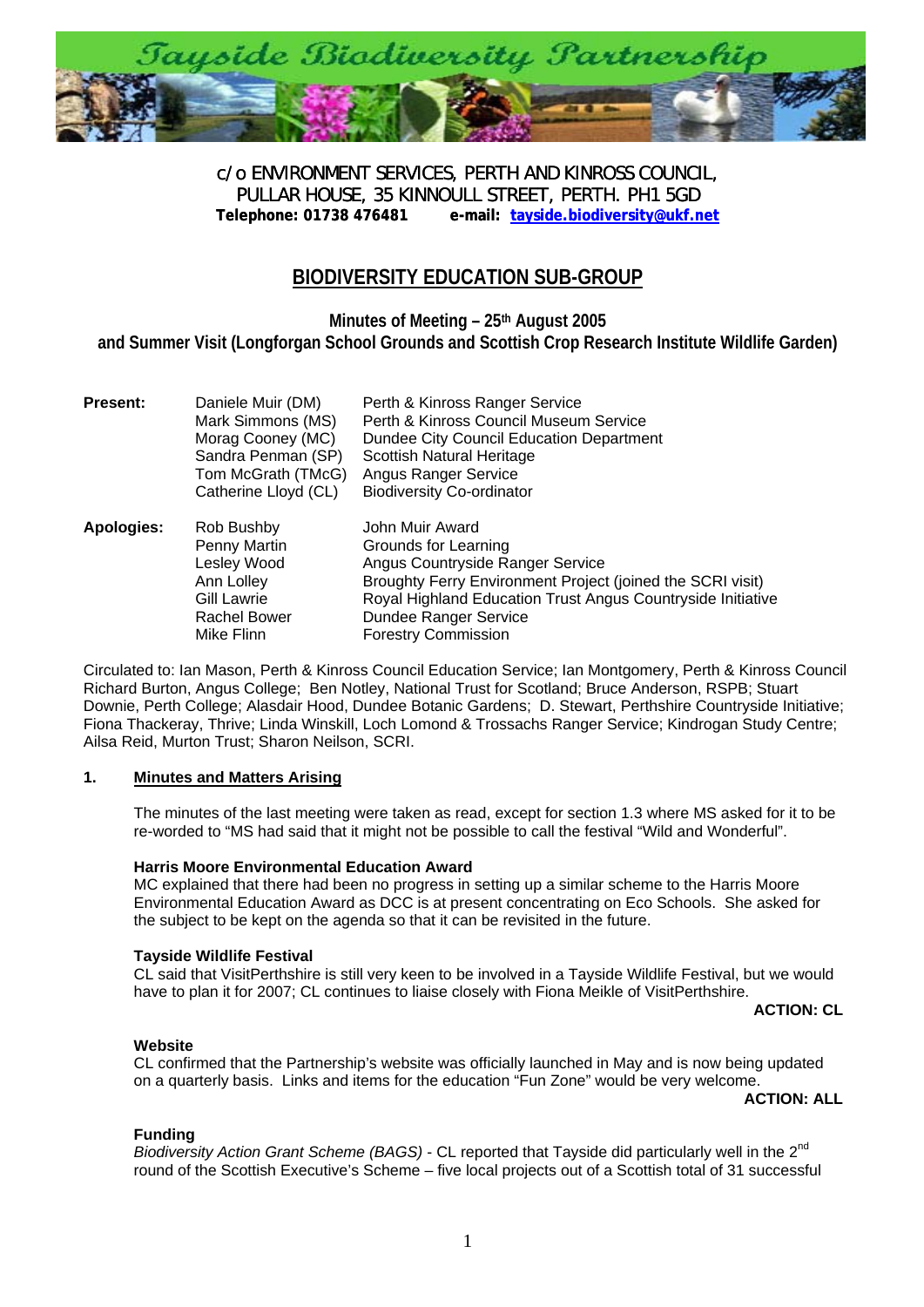# Tayside Biodiversity Partnership

c/o ENVIRONMENT SERVICES, PERTH AND KINROSS COUNCIL,
PULLAR HOUSE, 35 KINNOULL STREET, PERTH. PH1 5GD
**Telephone: 01738 476481 e-mail: tayside.biodiversity@ukf.net**

## BIODIVERSITY EDUCATION SUB-GROUP

**Minutes of Meeting – 25th August 2005**
**and Summer Visit (Longforgan School Grounds and Scottish Crop Research Institute Wildlife Garden)**

| | | |
|---|---|---|
| **Present:** | Daniele Muir (DM) | Perth & Kinross Ranger Service |
| | Mark Simmons (MS) | Perth & Kinross Council Museum Service |
| | Morag Cooney (MC) | Dundee City Council Education Department |
| | Sandra Penman (SP) | Scottish Natural Heritage |
| | Tom McGrath (TMcG) | Angus Ranger Service |
| | Catherine Lloyd (CL) | Biodiversity Co-ordinator |
| **Apologies:** | Rob Bushby | John Muir Award |
| | Penny Martin | Grounds for Learning |
| | Lesley Wood | Angus Countryside Ranger Service |
| | Ann Lolley | Broughty Ferry Environment Project (joined the SCRI visit) |
| | Gill Lawrie | Royal Highland Education Trust Angus Countryside Initiative |
| | Rachel Bower | Dundee Ranger Service |
| | Mike Flinn | Forestry Commission |

Circulated to: Ian Mason, Perth & Kinross Council Education Service; Ian Montgomery, Perth & Kinross Council Richard Burton, Angus College; Ben Notley, National Trust for Scotland; Bruce Anderson, RSPB; Stuart Downie, Perth College; Alasdair Hood, Dundee Botanic Gardens; D. Stewart, Perthshire Countryside Initiative; Fiona Thackeray, Thrive; Linda Winskill, Loch Lomond & Trossachs Ranger Service; Kindrogan Study Centre; Ailsa Reid, Murton Trust; Sharon Neilson, SCRI.

### 1. Minutes and Matters Arising

The minutes of the last meeting were taken as read, except for section 1.3 where MS asked for it to be re-worded to "MS had said that it might not be possible to call the festival "Wild and Wonderful".

**Harris Moore Environmental Education Award**
MC explained that there had been no progress in setting up a similar scheme to the Harris Moore Environmental Education Award as DCC is at present concentrating on Eco Schools. She asked for the subject to be kept on the agenda so that it can be revisited in the future.

**Tayside Wildlife Festival**
CL said that VisitPerthshire is still very keen to be involved in a Tayside Wildlife Festival, but we would have to plan it for 2007; CL continues to liaise closely with Fiona Meikle of VisitPerthshire.

**ACTION: CL**

**Website**
CL confirmed that the Partnership's website was officially launched in May and is now being updated on a quarterly basis. Links and items for the education "Fun Zone" would be very welcome.

**ACTION: ALL**

**Funding**
*Biodiversity Action Grant Scheme (BAGS)* - CL reported that Tayside did particularly well in the 2nd round of the Scottish Executive's Scheme – five local projects out of a Scottish total of 31 successful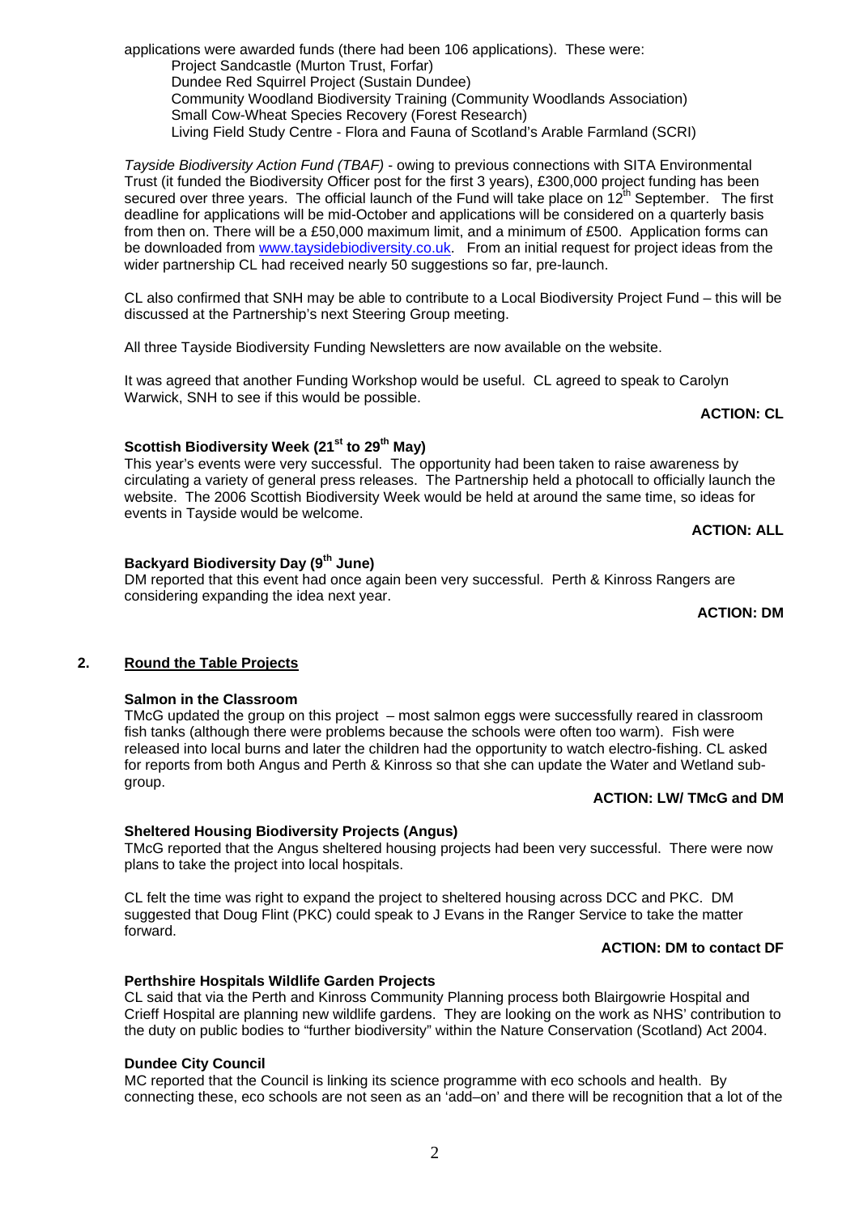applications were awarded funds (there had been 106 applications). These were:

- Project Sandcastle (Murton Trust, Forfar)
- Dundee Red Squirrel Project (Sustain Dundee)
- Community Woodland Biodiversity Training (Community Woodlands Association)
- Small Cow-Wheat Species Recovery (Forest Research)
- Living Field Study Centre - Flora and Fauna of Scotland's Arable Farmland (SCRI)

*Tayside Biodiversity Action Fund (TBAF)* - owing to previous connections with SITA Environmental Trust (it funded the Biodiversity Officer post for the first 3 years), £300,000 project funding has been secured over three years. The official launch of the Fund will take place on 12th September. The first deadline for applications will be mid-October and applications will be considered on a quarterly basis from then on. There will be a £50,000 maximum limit, and a minimum of £500. Application forms can be downloaded from www.taysidebiodiversity.co.uk. From an initial request for project ideas from the wider partnership CL had received nearly 50 suggestions so far, pre-launch.

CL also confirmed that SNH may be able to contribute to a Local Biodiversity Project Fund – this will be discussed at the Partnership's next Steering Group meeting.

All three Tayside Biodiversity Funding Newsletters are now available on the website.

It was agreed that another Funding Workshop would be useful. CL agreed to speak to Carolyn Warwick, SNH to see if this would be possible.

**ACTION: CL**

**Scottish Biodiversity Week (21st to 29th May)**

This year's events were very successful. The opportunity had been taken to raise awareness by circulating a variety of general press releases. The Partnership held a photocall to officially launch the website. The 2006 Scottish Biodiversity Week would be held at around the same time, so ideas for events in Tayside would be welcome.

**ACTION: ALL**

**Backyard Biodiversity Day (9th June)**

DM reported that this event had once again been very successful. Perth & Kinross Rangers are considering expanding the idea next year.

**ACTION: DM**

## 2. Round the Table Projects

**Salmon in the Classroom**

TMcG updated the group on this project – most salmon eggs were successfully reared in classroom fish tanks (although there were problems because the schools were often too warm). Fish were released into local burns and later the children had the opportunity to watch electro-fishing. CL asked for reports from both Angus and Perth & Kinross so that she can update the Water and Wetland sub-group.

**ACTION: LW/ TMcG and DM**

**Sheltered Housing Biodiversity Projects (Angus)**

TMcG reported that the Angus sheltered housing projects had been very successful. There were now plans to take the project into local hospitals.

CL felt the time was right to expand the project to sheltered housing across DCC and PKC. DM suggested that Doug Flint (PKC) could speak to J Evans in the Ranger Service to take the matter forward.

**ACTION: DM to contact DF**

**Perthshire Hospitals Wildlife Garden Projects**

CL said that via the Perth and Kinross Community Planning process both Blairgowrie Hospital and Crieff Hospital are planning new wildlife gardens. They are looking on the work as NHS' contribution to the duty on public bodies to "further biodiversity" within the Nature Conservation (Scotland) Act 2004.

**Dundee City Council**

MC reported that the Council is linking its science programme with eco schools and health. By connecting these, eco schools are not seen as an 'add–on' and there will be recognition that a lot of the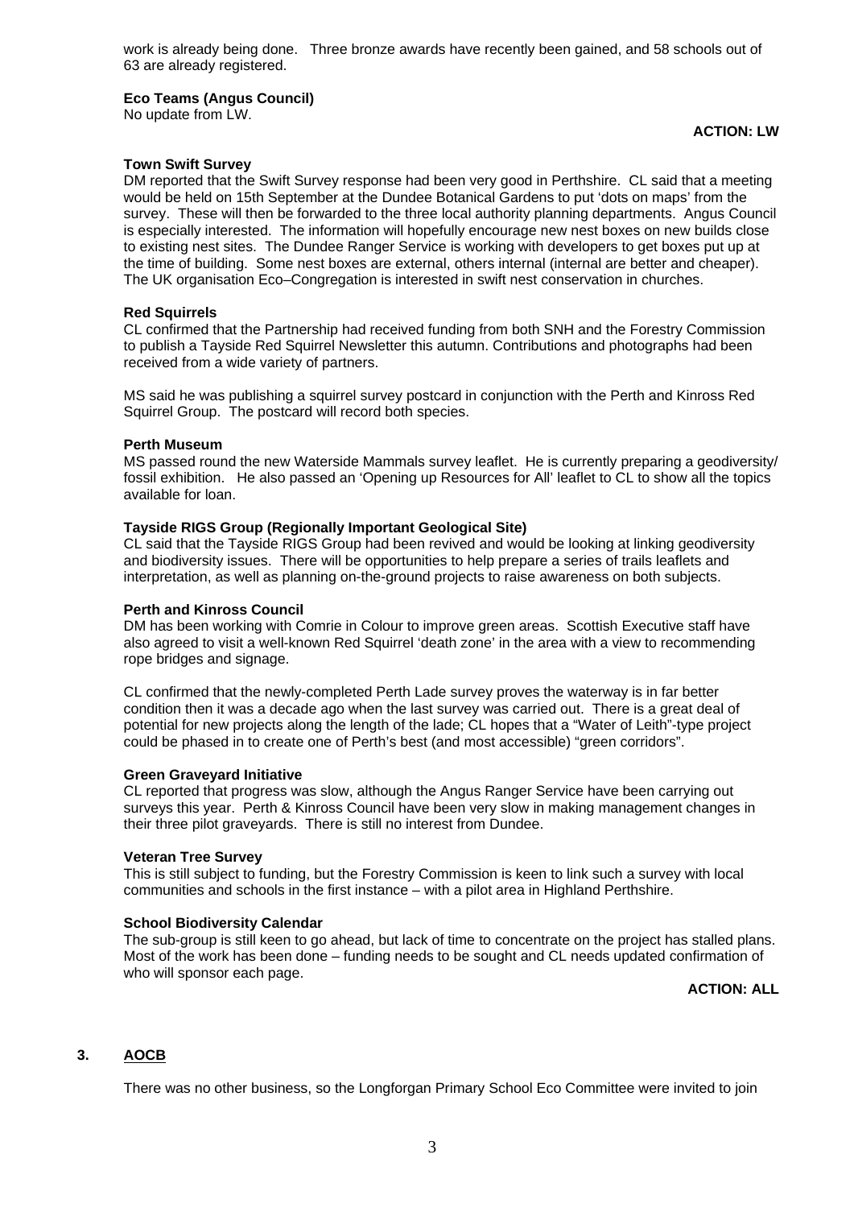work is already being done. Three bronze awards have recently been gained, and 58 schools out of 63 are already registered.

**Eco Teams (Angus Council)**
No update from LW.

**ACTION: LW**

**Town Swift Survey**
DM reported that the Swift Survey response had been very good in Perthshire. CL said that a meeting would be held on 15th September at the Dundee Botanical Gardens to put 'dots on maps' from the survey. These will then be forwarded to the three local authority planning departments. Angus Council is especially interested. The information will hopefully encourage new nest boxes on new builds close to existing nest sites. The Dundee Ranger Service is working with developers to get boxes put up at the time of building. Some nest boxes are external, others internal (internal are better and cheaper). The UK organisation Eco–Congregation is interested in swift nest conservation in churches.

**Red Squirrels**
CL confirmed that the Partnership had received funding from both SNH and the Forestry Commission to publish a Tayside Red Squirrel Newsletter this autumn. Contributions and photographs had been received from a wide variety of partners.

MS said he was publishing a squirrel survey postcard in conjunction with the Perth and Kinross Red Squirrel Group. The postcard will record both species.

**Perth Museum**
MS passed round the new Waterside Mammals survey leaflet. He is currently preparing a geodiversity/ fossil exhibition. He also passed an 'Opening up Resources for All' leaflet to CL to show all the topics available for loan.

**Tayside RIGS Group (Regionally Important Geological Site)**
CL said that the Tayside RIGS Group had been revived and would be looking at linking geodiversity and biodiversity issues. There will be opportunities to help prepare a series of trails leaflets and interpretation, as well as planning on-the-ground projects to raise awareness on both subjects.

**Perth and Kinross Council**
DM has been working with Comrie in Colour to improve green areas. Scottish Executive staff have also agreed to visit a well-known Red Squirrel 'death zone' in the area with a view to recommending rope bridges and signage.

CL confirmed that the newly-completed Perth Lade survey proves the waterway is in far better condition then it was a decade ago when the last survey was carried out. There is a great deal of potential for new projects along the length of the lade; CL hopes that a "Water of Leith"-type project could be phased in to create one of Perth's best (and most accessible) "green corridors".

**Green Graveyard Initiative**
CL reported that progress was slow, although the Angus Ranger Service have been carrying out surveys this year. Perth & Kinross Council have been very slow in making management changes in their three pilot graveyards. There is still no interest from Dundee.

**Veteran Tree Survey**
This is still subject to funding, but the Forestry Commission is keen to link such a survey with local communities and schools in the first instance – with a pilot area in Highland Perthshire.

**School Biodiversity Calendar**
The sub-group is still keen to go ahead, but lack of time to concentrate on the project has stalled plans. Most of the work has been done – funding needs to be sought and CL needs updated confirmation of who will sponsor each page.

**ACTION: ALL**

## 3. AOCB

There was no other business, so the Longforgan Primary School Eco Committee were invited to join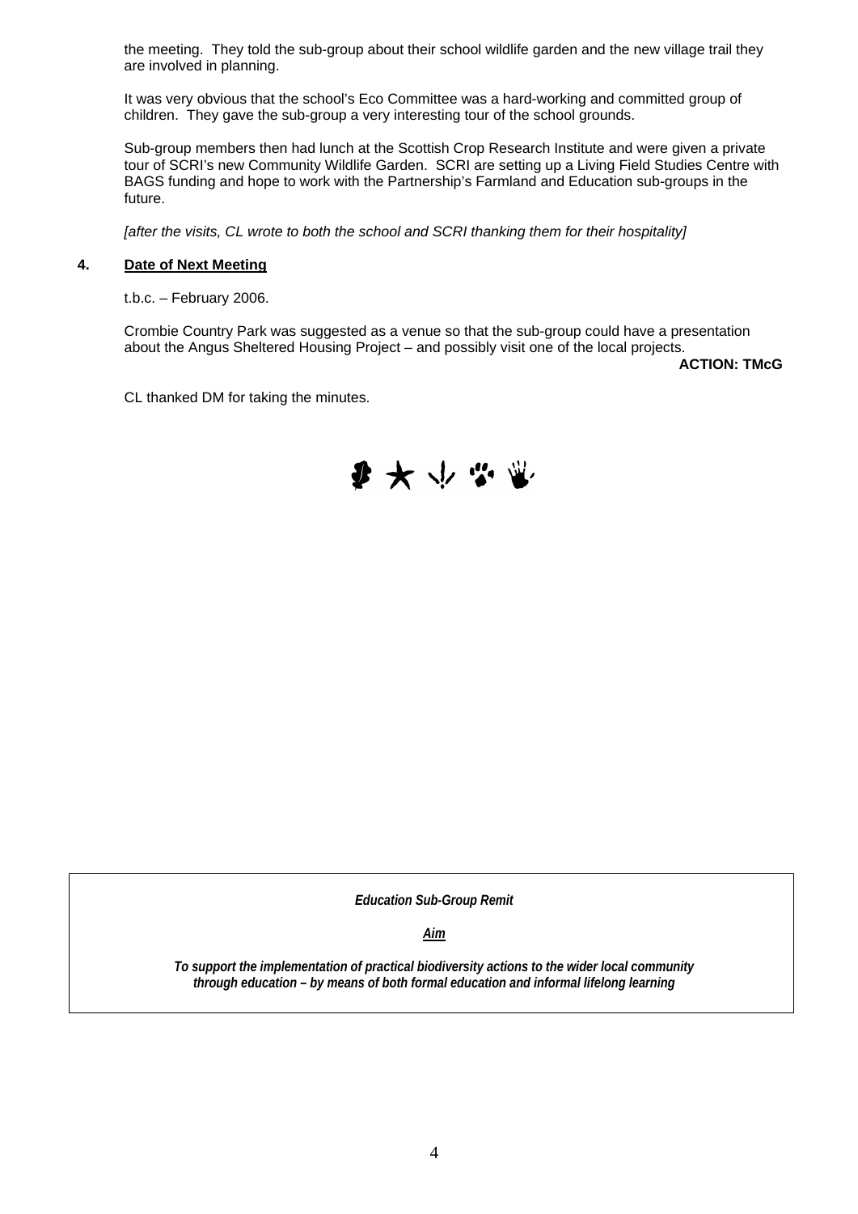the meeting. They told the sub-group about their school wildlife garden and the new village trail they are involved in planning.

It was very obvious that the school's Eco Committee was a hard-working and committed group of children. They gave the sub-group a very interesting tour of the school grounds.

Sub-group members then had lunch at the Scottish Crop Research Institute and were given a private tour of SCRI's new Community Wildlife Garden. SCRI are setting up a Living Field Studies Centre with BAGS funding and hope to work with the Partnership's Farmland and Education sub-groups in the future.

*[after the visits, CL wrote to both the school and SCRI thanking them for their hospitality]*

## 4. Date of Next Meeting

t.b.c. – February 2006.

Crombie Country Park was suggested as a venue so that the sub-group could have a presentation about the Angus Sheltered Housing Project – and possibly visit one of the local projects.

**ACTION: TMcG**

CL thanked DM for taking the minutes.

***Education Sub-Group Remit***

***Aim***

***To support the implementation of practical biodiversity actions to the wider local community through education – by means of both formal education and informal lifelong learning***